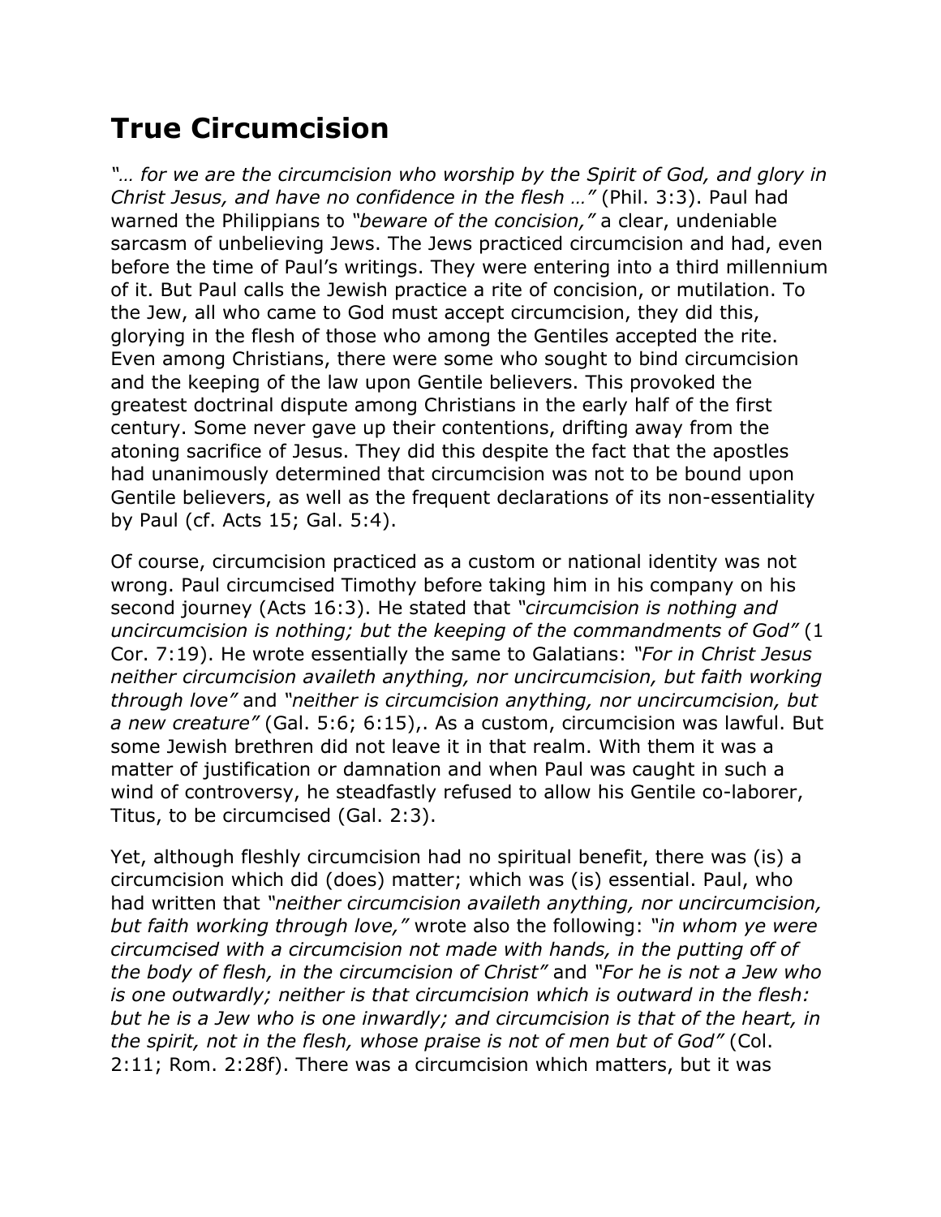# True Circumcision

*"… for we are the circumcision who worship by the Spirit of God, and glory in Christ Jesus, and have no confidence in the flesh …"* (Phil. 3:3). Paul had warned the Philippians to *"beware of the concision,"* a clear, undeniable sarcasm of unbelieving Jews. The Jews practiced circumcision and had, even before the time of Paul's writings. They were entering into a third millennium of it. But Paul calls the Jewish practice a rite of concision, or mutilation. To the Jew, all who came to God must accept circumcision, they did this, glorying in the flesh of those who among the Gentiles accepted the rite. Even among Christians, there were some who sought to bind circumcision and the keeping of the law upon Gentile believers. This provoked the greatest doctrinal dispute among Christians in the early half of the first century. Some never gave up their contentions, drifting away from the atoning sacrifice of Jesus. They did this despite the fact that the apostles had unanimously determined that circumcision was not to be bound upon Gentile believers, as well as the frequent declarations of its non-essentiality by Paul (cf. Acts 15; Gal. 5:4).

Of course, circumcision practiced as a custom or national identity was not wrong. Paul circumcised Timothy before taking him in his company on his second journey (Acts 16:3). He stated that *"circumcision is nothing and uncircumcision is nothing; but the keeping of the commandments of God"* (1 Cor. 7:19). He wrote essentially the same to Galatians: *"For in Christ Jesus neither circumcision availeth anything, nor uncircumcision, but faith working through love"* and *"neither is circumcision anything, nor uncircumcision, but a new creature"* (Gal. 5:6; 6:15),. As a custom, circumcision was lawful. But some Jewish brethren did not leave it in that realm. With them it was a matter of justification or damnation and when Paul was caught in such a wind of controversy, he steadfastly refused to allow his Gentile co-laborer, Titus, to be circumcised (Gal. 2:3).

Yet, although fleshly circumcision had no spiritual benefit, there was (is) a circumcision which did (does) matter; which was (is) essential. Paul, who had written that *"neither circumcision availeth anything, nor uncircumcision, but faith working through love,"* wrote also the following: *"in whom ye were circumcised with a circumcision not made with hands, in the putting off of the body of flesh, in the circumcision of Christ"* and *"For he is not a Jew who is one outwardly; neither is that circumcision which is outward in the flesh: but he is a Jew who is one inwardly; and circumcision is that of the heart, in the spirit, not in the flesh, whose praise is not of men but of God"* (Col. 2:11; Rom. 2:28f). There was a circumcision which matters, but it was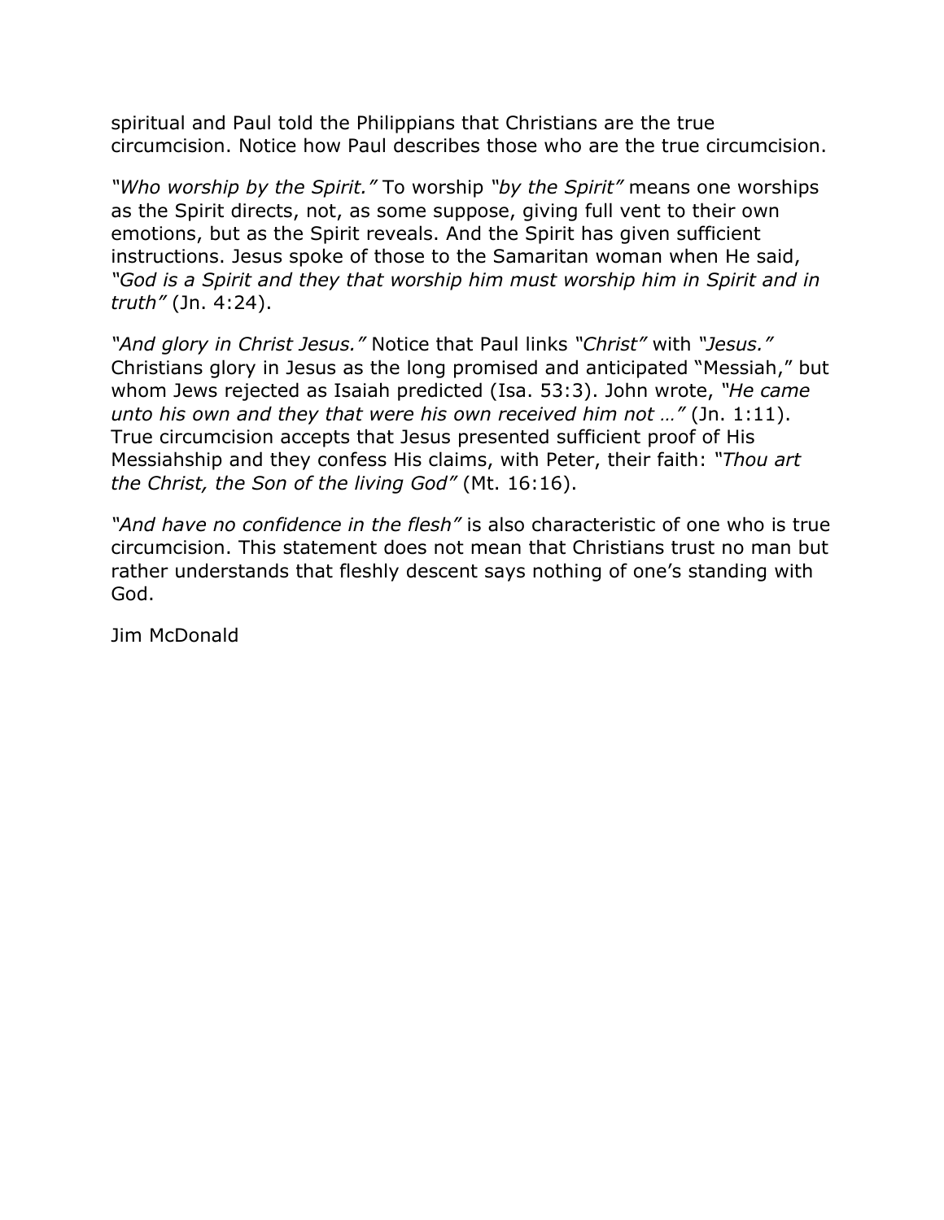spiritual and Paul told the Philippians that Christians are the true circumcision. Notice how Paul describes those who are the true circumcision.

*"Who worship by the Spirit."* To worship *"by the Spirit"* means one worships as the Spirit directs, not, as some suppose, giving full vent to their own emotions, but as the Spirit reveals. And the Spirit has given sufficient instructions. Jesus spoke of those to the Samaritan woman when He said, *"God is a Spirit and they that worship him must worship him in Spirit and in truth"* (Jn. 4:24).

*"And glory in Christ Jesus."* Notice that Paul links *"Christ"* with *"Jesus."* Christians glory in Jesus as the long promised and anticipated "Messiah," but whom Jews rejected as Isaiah predicted (Isa. 53:3). John wrote, *"He came unto his own and they that were his own received him not …"* (Jn. 1:11). True circumcision accepts that Jesus presented sufficient proof of His Messiahship and they confess His claims, with Peter, their faith: *"Thou art the Christ, the Son of the living God"* (Mt. 16:16).

*"And have no confidence in the flesh"* is also characteristic of one who is true circumcision. This statement does not mean that Christians trust no man but rather understands that fleshly descent says nothing of one's standing with God.

Jim McDonald